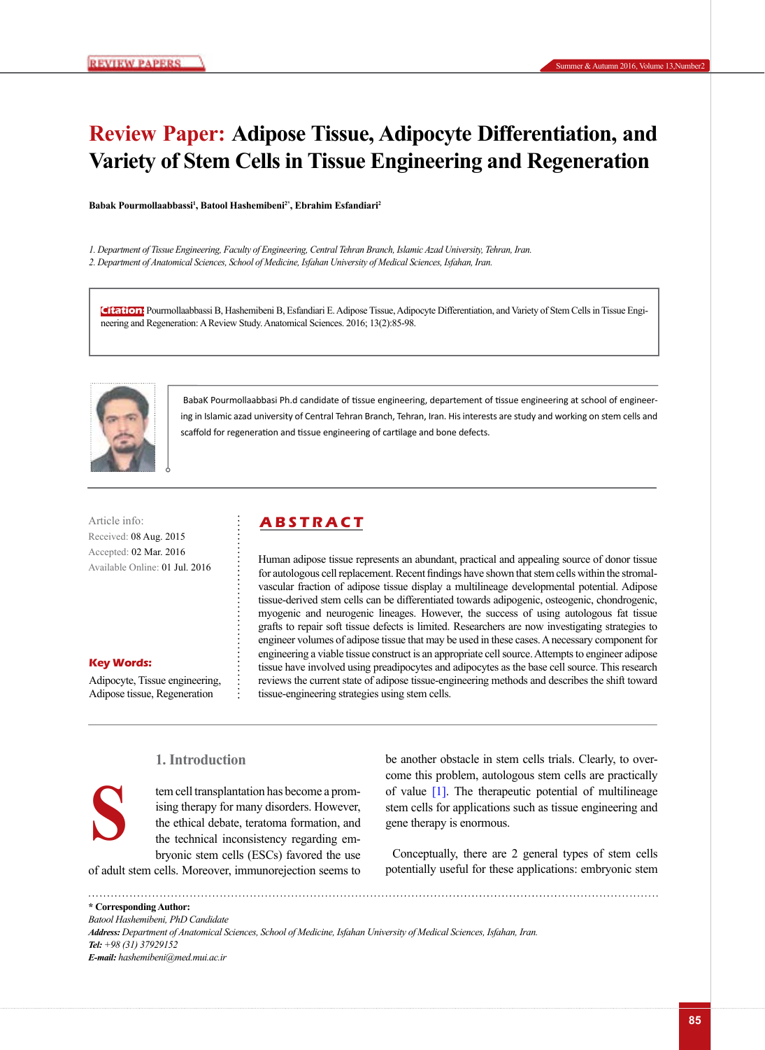# Review Paper: Adipose Tissue, Adipocyte Differentiation, and Variety of Stem Cells in Tissue Engineering and Regeneration

**Babak Pourmollaabbassi[1], Batool Hashemibeni[2*], Ebrahim Esfandiari[2]**

*1. Department of Tissue Engineering, Faculty of Engineering, Central Tehran Branch, Islamic Azad University, Tehran, Iran.*
*2. Department of Anatomical Sciences, School of Medicine, Isfahan University of Medical Sciences, Isfahan, Iran.*

**Citation:** Pourmollaabbassi B, Hashemibeni B, Esfandiari E. Adipose Tissue, Adipocyte Differentiation, and Variety of Stem Cells in Tissue Engineering and Regeneration: A Review Study. Anatomical Sciences. 2016; 13(2):85-98.

BabaK Pourmollaabbasi Ph.d candidate of tissue engineering, departement of tissue engineering at school of engineering in Islamic azad university of Central Tehran Branch, Tehran, Iran. His interests are study and working on stem cells and scaffold for regeneration and tissue engineering of cartilage and bone defects.

Article info:
Received: 08 Aug. 2015
Accepted: 02 Mar. 2016
Available Online: 01 Jul. 2016

**Key Words:**
Adipocyte, Tissue engineering, Adipose tissue, Regeneration

## ABSTRACT

Human adipose tissue represents an abundant, practical and appealing source of donor tissue for autologous cell replacement. Recent findings have shown that stem cells within the stromal-vascular fraction of adipose tissue display a multilineage developmental potential. Adipose tissue-derived stem cells can be differentiated towards adipogenic, osteogenic, chondrogenic, myogenic and neurogenic lineages. However, the success of using autologous fat tissue grafts to repair soft tissue defects is limited. Researchers are now investigating strategies to engineer volumes of adipose tissue that may be used in these cases. A necessary component for engineering a viable tissue construct is an appropriate cell source. Attempts to engineer adipose tissue have involved using preadipocytes and adipocytes as the base cell source. This research reviews the current state of adipose tissue-engineering methods and describes the shift toward tissue-engineering strategies using stem cells.

## 1. Introduction

Stem cell transplantation has become a promising therapy for many disorders. However, the ethical debate, teratoma formation, and the technical inconsistency regarding embryonic stem cells (ESCs) favored the use of adult stem cells. Moreover, immunorejection seems to be another obstacle in stem cells trials. Clearly, to overcome this problem, autologous stem cells are practically of value [1]. The therapeutic potential of multilineage stem cells for applications such as tissue engineering and gene therapy is enormous.

Conceptually, there are 2 general types of stem cells potentially useful for these applications: embryonic stem

---

**\* Corresponding Author:**
*Batool Hashemibeni, PhD Candidate*
***Address:** Department of Anatomical Sciences, School of Medicine, Isfahan University of Medical Sciences, Isfahan, Iran.*
***Tel:** +98 (31) 37929152*
***E-mail:** hashemibeni@med.mui.ac.ir*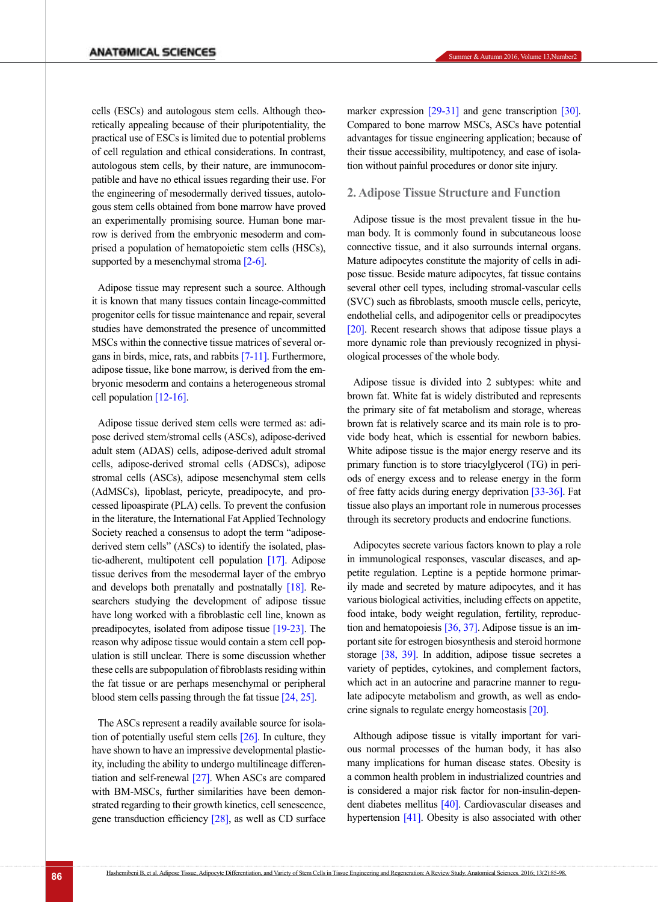cells (ESCs) and autologous stem cells. Although theoretically appealing because of their pluripotentiality, the practical use of ESCs is limited due to potential problems of cell regulation and ethical considerations. In contrast, autologous stem cells, by their nature, are immunocompatible and have no ethical issues regarding their use. For the engineering of mesodermally derived tissues, autologous stem cells obtained from bone marrow have proved an experimentally promising source. Human bone marrow is derived from the embryonic mesoderm and comprised a population of hematopoietic stem cells (HSCs), supported by a mesenchymal stroma [2-6].

Adipose tissue may represent such a source. Although it is known that many tissues contain lineage-committed progenitor cells for tissue maintenance and repair, several studies have demonstrated the presence of uncommitted MSCs within the connective tissue matrices of several organs in birds, mice, rats, and rabbits [7-11]. Furthermore, adipose tissue, like bone marrow, is derived from the embryonic mesoderm and contains a heterogeneous stromal cell population [12-16].

Adipose tissue derived stem cells were termed as: adipose derived stem/stromal cells (ASCs), adipose-derived adult stem (ADAS) cells, adipose-derived adult stromal cells, adipose-derived stromal cells (ADSCs), adipose stromal cells (ASCs), adipose mesenchymal stem cells (AdMSCs), lipoblast, pericyte, preadipocyte, and processed lipoaspirate (PLA) cells. To prevent the confusion in the literature, the International Fat Applied Technology Society reached a consensus to adopt the term "adipose-derived stem cells" (ASCs) to identify the isolated, plastic-adherent, multipotent cell population [17]. Adipose tissue derives from the mesodermal layer of the embryo and develops both prenatally and postnatally [18]. Researchers studying the development of adipose tissue have long worked with a fibroblastic cell line, known as preadipocytes, isolated from adipose tissue [19-23]. The reason why adipose tissue would contain a stem cell population is still unclear. There is some discussion whether these cells are subpopulation of fibroblasts residing within the fat tissue or are perhaps mesenchymal or peripheral blood stem cells passing through the fat tissue [24, 25].

The ASCs represent a readily available source for isolation of potentially useful stem cells [26]. In culture, they have shown to have an impressive developmental plasticity, including the ability to undergo multilineage differentiation and self-renewal [27]. When ASCs are compared with BM-MSCs, further similarities have been demonstrated regarding to their growth kinetics, cell senescence, gene transduction efficiency [28], as well as CD surface marker expression [29-31] and gene transcription [30]. Compared to bone marrow MSCs, ASCs have potential advantages for tissue engineering application; because of their tissue accessibility, multipotency, and ease of isolation without painful procedures or donor site injury.

## 2. Adipose Tissue Structure and Function

Adipose tissue is the most prevalent tissue in the human body. It is commonly found in subcutaneous loose connective tissue, and it also surrounds internal organs. Mature adipocytes constitute the majority of cells in adipose tissue. Beside mature adipocytes, fat tissue contains several other cell types, including stromal-vascular cells (SVC) such as fibroblasts, smooth muscle cells, pericyte, endothelial cells, and adipogenitor cells or preadipocytes [20]. Recent research shows that adipose tissue plays a more dynamic role than previously recognized in physiological processes of the whole body.

Adipose tissue is divided into 2 subtypes: white and brown fat. White fat is widely distributed and represents the primary site of fat metabolism and storage, whereas brown fat is relatively scarce and its main role is to provide body heat, which is essential for newborn babies. White adipose tissue is the major energy reserve and its primary function is to store triacylglycerol (TG) in periods of energy excess and to release energy in the form of free fatty acids during energy deprivation [33-36]. Fat tissue also plays an important role in numerous processes through its secretory products and endocrine functions.

Adipocytes secrete various factors known to play a role in immunological responses, vascular diseases, and appetite regulation. Leptine is a peptide hormone primarily made and secreted by mature adipocytes, and it has various biological activities, including effects on appetite, food intake, body weight regulation, fertility, reproduction and hematopoiesis [36, 37]. Adipose tissue is an important site for estrogen biosynthesis and steroid hormone storage [38, 39]. In addition, adipose tissue secretes a variety of peptides, cytokines, and complement factors, which act in an autocrine and paracrine manner to regulate adipocyte metabolism and growth, as well as endocrine signals to regulate energy homeostasis [20].

Although adipose tissue is vitally important for various normal processes of the human body, it has also many implications for human disease states. Obesity is a common health problem in industrialized countries and is considered a major risk factor for non-insulin-dependent diabetes mellitus [40]. Cardiovascular diseases and hypertension [41]. Obesity is also associated with other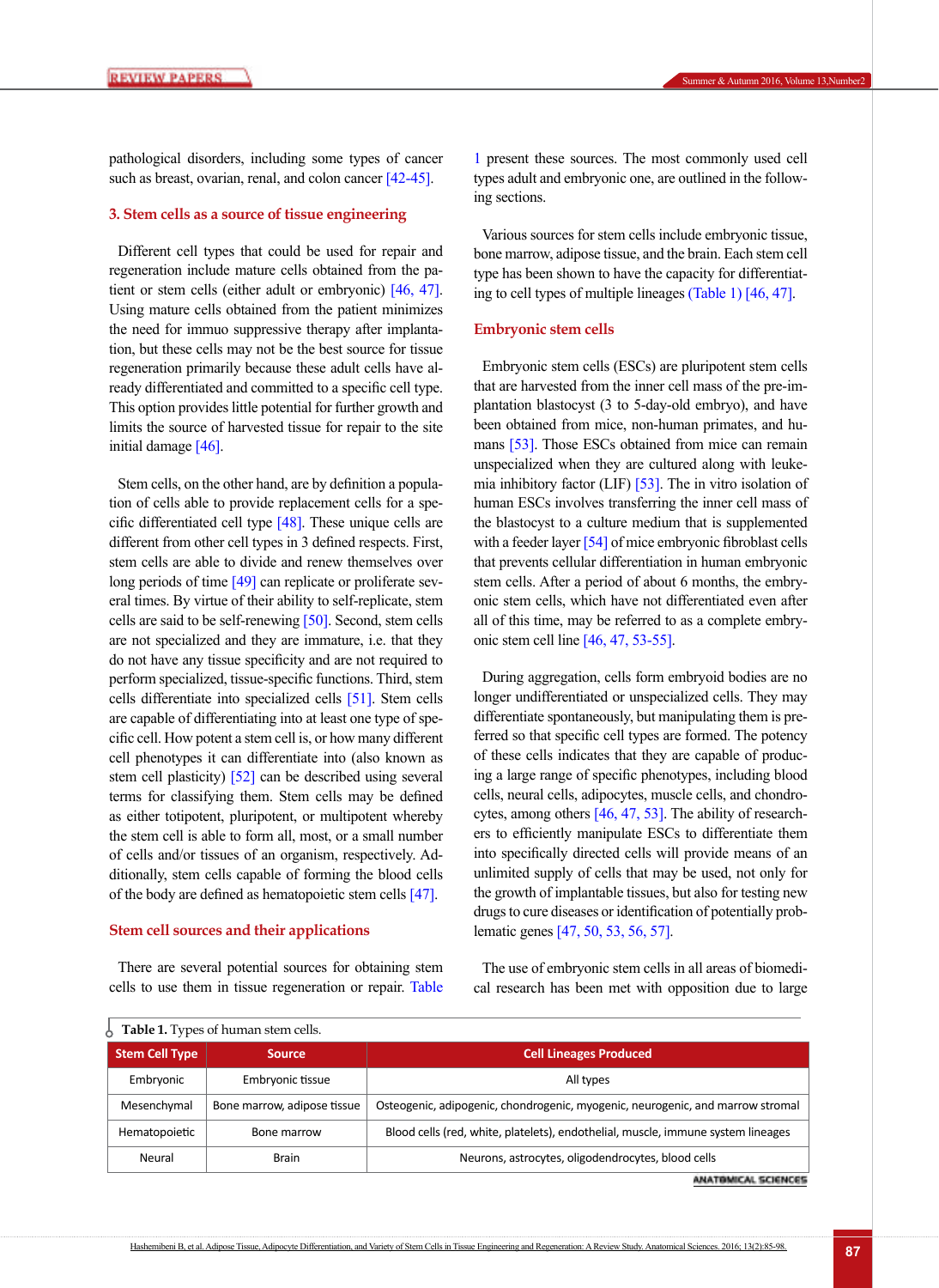pathological disorders, including some types of cancer such as breast, ovarian, renal, and colon cancer [42-45].

## 3. Stem cells as a source of tissue engineering

Different cell types that could be used for repair and regeneration include mature cells obtained from the patient or stem cells (either adult or embryonic) [46, 47]. Using mature cells obtained from the patient minimizes the need for immuo suppressive therapy after implantation, but these cells may not be the best source for tissue regeneration primarily because these adult cells have already differentiated and committed to a specific cell type. This option provides little potential for further growth and limits the source of harvested tissue for repair to the site initial damage [46].

Stem cells, on the other hand, are by definition a population of cells able to provide replacement cells for a specific differentiated cell type [48]. These unique cells are different from other cell types in 3 defined respects. First, stem cells are able to divide and renew themselves over long periods of time [49] can replicate or proliferate several times. By virtue of their ability to self-replicate, stem cells are said to be self-renewing [50]. Second, stem cells are not specialized and they are immature, i.e. that they do not have any tissue specificity and are not required to perform specialized, tissue-specific functions. Third, stem cells differentiate into specialized cells [51]. Stem cells are capable of differentiating into at least one type of specific cell. How potent a stem cell is, or how many different cell phenotypes it can differentiate into (also known as stem cell plasticity) [52] can be described using several terms for classifying them. Stem cells may be defined as either totipotent, pluripotent, or multipotent whereby the stem cell is able to form all, most, or a small number of cells and/or tissues of an organism, respectively. Additionally, stem cells capable of forming the blood cells of the body are defined as hematopoietic stem cells [47].

### Stem cell sources and their applications

There are several potential sources for obtaining stem cells to use them in tissue regeneration or repair. Table 1 present these sources. The most commonly used cell types adult and embryonic one, are outlined in the following sections.

Various sources for stem cells include embryonic tissue, bone marrow, adipose tissue, and the brain. Each stem cell type has been shown to have the capacity for differentiating to cell types of multiple lineages (Table 1) [46, 47].

### Embryonic stem cells

Embryonic stem cells (ESCs) are pluripotent stem cells that are harvested from the inner cell mass of the pre-implantation blastocyst (3 to 5-day-old embryo), and have been obtained from mice, non-human primates, and humans [53]. Those ESCs obtained from mice can remain unspecialized when they are cultured along with leukemia inhibitory factor (LIF) [53]. The in vitro isolation of human ESCs involves transferring the inner cell mass of the blastocyst to a culture medium that is supplemented with a feeder layer [54] of mice embryonic fibroblast cells that prevents cellular differentiation in human embryonic stem cells. After a period of about 6 months, the embryonic stem cells, which have not differentiated even after all of this time, may be referred to as a complete embryonic stem cell line [46, 47, 53-55].

During aggregation, cells form embryoid bodies are no longer undifferentiated or unspecialized cells. They may differentiate spontaneously, but manipulating them is preferred so that specific cell types are formed. The potency of these cells indicates that they are capable of producing a large range of specific phenotypes, including blood cells, neural cells, adipocytes, muscle cells, and chondrocytes, among others [46, 47, 53]. The ability of researchers to efficiently manipulate ESCs to differentiate them into specifically directed cells will provide means of an unlimited supply of cells that may be used, not only for the growth of implantable tissues, but also for testing new drugs to cure diseases or identification of potentially problematic genes [47, 50, 53, 56, 57].

The use of embryonic stem cells in all areas of biomedical research has been met with opposition due to large

**Table 1.** Types of human stem cells.

| Stem Cell Type | Source | Cell Lineages Produced |
|---|---|---|
| Embryonic | Embryonic tissue | All types |
| Mesenchymal | Bone marrow, adipose tissue | Osteogenic, adipogenic, chondrogenic, myogenic, neurogenic, and marrow stromal |
| Hematopoietic | Bone marrow | Blood cells (red, white, platelets), endothelial, muscle, immune system lineages |
| Neural | Brain | Neurons, astrocytes, oligodendrocytes, blood cells |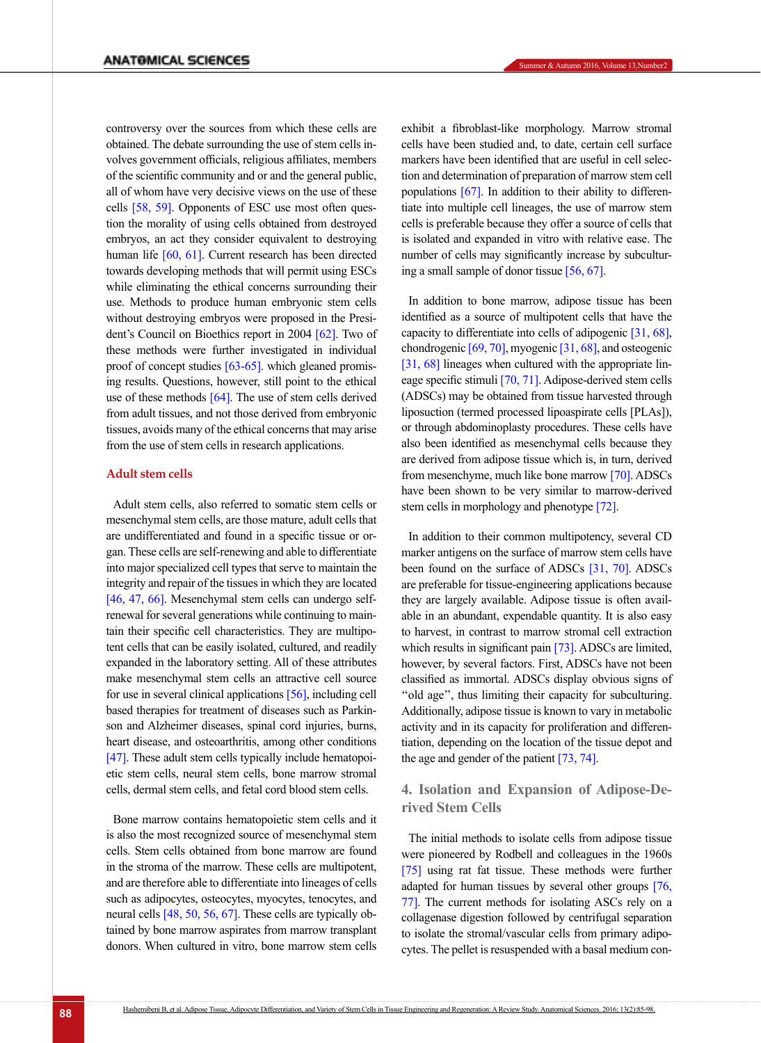controversy over the sources from which these cells are obtained. The debate surrounding the use of stem cells involves government officials, religious affiliates, members of the scientific community and or and the general public, all of whom have very decisive views on the use of these cells [58, 59]. Opponents of ESC use most often question the morality of using cells obtained from destroyed embryos, an act they consider equivalent to destroying human life [60, 61]. Current research has been directed towards developing methods that will permit using ESCs while eliminating the ethical concerns surrounding their use. Methods to produce human embryonic stem cells without destroying embryos were proposed in the President's Council on Bioethics report in 2004 [62]. Two of these methods were further investigated in individual proof of concept studies [63-65]. which gleaned promising results. Questions, however, still point to the ethical use of these methods [64]. The use of stem cells derived from adult tissues, and not those derived from embryonic tissues, avoids many of the ethical concerns that may arise from the use of stem cells in research applications.

### Adult stem cells

Adult stem cells, also referred to somatic stem cells or mesenchymal stem cells, are those mature, adult cells that are undifferentiated and found in a specific tissue or organ. These cells are self-renewing and able to differentiate into major specialized cell types that serve to maintain the integrity and repair of the tissues in which they are located [46, 47, 66]. Mesenchymal stem cells can undergo self-renewal for several generations while continuing to maintain their specific cell characteristics. They are multipotent cells that can be easily isolated, cultured, and readily expanded in the laboratory setting. All of these attributes make mesenchymal stem cells an attractive cell source for use in several clinical applications [56], including cell based therapies for treatment of diseases such as Parkinson and Alzheimer diseases, spinal cord injuries, burns, heart disease, and osteoarthritis, among other conditions [47]. These adult stem cells typically include hematopoietic stem cells, neural stem cells, bone marrow stromal cells, dermal stem cells, and fetal cord blood stem cells.

Bone marrow contains hematopoietic stem cells and it is also the most recognized source of mesenchymal stem cells. Stem cells obtained from bone marrow are found in the stroma of the marrow. These cells are multipotent, and are therefore able to differentiate into lineages of cells such as adipocytes, osteocytes, myocytes, tenocytes, and neural cells [48, 50, 56, 67]. These cells are typically obtained by bone marrow aspirates from marrow transplant donors. When cultured in vitro, bone marrow stem cells exhibit a fibroblast-like morphology. Marrow stromal cells have been studied and, to date, certain cell surface markers have been identified that are useful in cell selection and determination of preparation of marrow stem cell populations [67]. In addition to their ability to differentiate into multiple cell lineages, the use of marrow stem cells is preferable because they offer a source of cells that is isolated and expanded in vitro with relative ease. The number of cells may significantly increase by subculturing a small sample of donor tissue [56, 67].

In addition to bone marrow, adipose tissue has been identified as a source of multipotent cells that have the capacity to differentiate into cells of adipogenic [31, 68], chondrogenic [69, 70], myogenic [31, 68], and osteogenic [31, 68] lineages when cultured with the appropriate lineage specific stimuli [70, 71]. Adipose-derived stem cells (ADSCs) may be obtained from tissue harvested through liposuction (termed processed lipoaspirate cells [PLAs]), or through abdominoplasty procedures. These cells have also been identified as mesenchymal cells because they are derived from adipose tissue which is, in turn, derived from mesenchyme, much like bone marrow [70]. ADSCs have been shown to be very similar to marrow-derived stem cells in morphology and phenotype [72].

In addition to their common multipotency, several CD marker antigens on the surface of marrow stem cells have been found on the surface of ADSCs [31, 70]. ADSCs are preferable for tissue-engineering applications because they are largely available. Adipose tissue is often available in an abundant, expendable quantity. It is also easy to harvest, in contrast to marrow stromal cell extraction which results in significant pain [73]. ADSCs are limited, however, by several factors. First, ADSCs have not been classified as immortal. ADSCs display obvious signs of "old age", thus limiting their capacity for subculturing. Additionally, adipose tissue is known to vary in metabolic activity and in its capacity for proliferation and differentiation, depending on the location of the tissue depot and the age and gender of the patient [73, 74].

## 4. Isolation and Expansion of Adipose-Derived Stem Cells

The initial methods to isolate cells from adipose tissue were pioneered by Rodbell and colleagues in the 1960s [75] using rat fat tissue. These methods were further adapted for human tissues by several other groups [76, 77]. The current methods for isolating ASCs rely on a collagenase digestion followed by centrifugal separation to isolate the stromal/vascular cells from primary adipocytes. The pellet is resuspended with a basal medium con-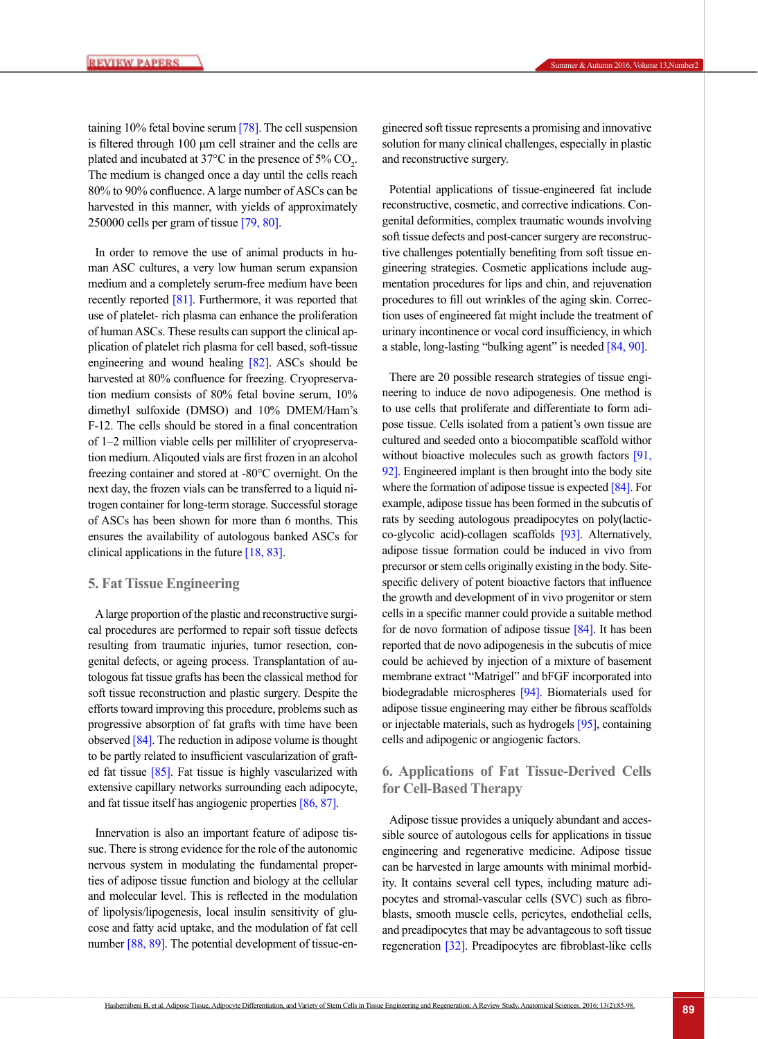taining 10% fetal bovine serum [78]. The cell suspension is filtered through 100 μm cell strainer and the cells are plated and incubated at 37°C in the presence of 5% $CO_2$. The medium is changed once a day until the cells reach 80% to 90% confluence. A large number of ASCs can be harvested in this manner, with yields of approximately 250000 cells per gram of tissue [79, 80].

In order to remove the use of animal products in human ASC cultures, a very low human serum expansion medium and a completely serum-free medium have been recently reported [81]. Furthermore, it was reported that use of platelet- rich plasma can enhance the proliferation of human ASCs. These results can support the clinical application of platelet rich plasma for cell based, soft-tissue engineering and wound healing [82]. ASCs should be harvested at 80% confluence for freezing. Cryopreservation medium consists of 80% fetal bovine serum, 10% dimethyl sulfoxide (DMSO) and 10% DMEM/Ham's F-12. The cells should be stored in a final concentration of 1–2 million viable cells per milliliter of cryopreservation medium. Aliquoted vials are first frozen in an alcohol freezing container and stored at -80°C overnight. On the next day, the frozen vials can be transferred to a liquid nitrogen container for long-term storage. Successful storage of ASCs has been shown for more than 6 months. This ensures the availability of autologous banked ASCs for clinical applications in the future [18, 83].

## 5. Fat Tissue Engineering

A large proportion of the plastic and reconstructive surgical procedures are performed to repair soft tissue defects resulting from traumatic injuries, tumor resection, congenital defects, or ageing process. Transplantation of autologous fat tissue grafts has been the classical method for soft tissue reconstruction and plastic surgery. Despite the efforts toward improving this procedure, problems such as progressive absorption of fat grafts with time have been observed [84]. The reduction in adipose volume is thought to be partly related to insufficient vascularization of grafted fat tissue [85]. Fat tissue is highly vascularized with extensive capillary networks surrounding each adipocyte, and fat tissue itself has angiogenic properties [86, 87].

Innervation is also an important feature of adipose tissue. There is strong evidence for the role of the autonomic nervous system in modulating the fundamental properties of adipose tissue function and biology at the cellular and molecular level. This is reflected in the modulation of lipolysis/lipogenesis, local insulin sensitivity of glucose and fatty acid uptake, and the modulation of fat cell number [88, 89]. The potential development of tissue-engineered soft tissue represents a promising and innovative solution for many clinical challenges, especially in plastic and reconstructive surgery.

Potential applications of tissue-engineered fat include reconstructive, cosmetic, and corrective indications. Congenital deformities, complex traumatic wounds involving soft tissue defects and post-cancer surgery are reconstructive challenges potentially benefiting from soft tissue engineering strategies. Cosmetic applications include augmentation procedures for lips and chin, and rejuvenation procedures to fill out wrinkles of the aging skin. Correction uses of engineered fat might include the treatment of urinary incontinence or vocal cord insufficiency, in which a stable, long-lasting "bulking agent" is needed [84, 90].

There are 20 possible research strategies of tissue engineering to induce de novo adipogenesis. One method is to use cells that proliferate and differentiate to form adipose tissue. Cells isolated from a patient's own tissue are cultured and seeded onto a biocompatible scaffold withor without bioactive molecules such as growth factors [91, 92]. Engineered implant is then brought into the body site where the formation of adipose tissue is expected [84]. For example, adipose tissue has been formed in the subcutis of rats by seeding autologous preadipocytes on poly(lactic-co-glycolic acid)-collagen scaffolds [93]. Alternatively, adipose tissue formation could be induced in vivo from precursor or stem cells originally existing in the body. Site-specific delivery of potent bioactive factors that influence the growth and development of in vivo progenitor or stem cells in a specific manner could provide a suitable method for de novo formation of adipose tissue [84]. It has been reported that de novo adipogenesis in the subcutis of mice could be achieved by injection of a mixture of basement membrane extract "Matrigel" and bFGF incorporated into biodegradable microspheres [94]. Biomaterials used for adipose tissue engineering may either be fibrous scaffolds or injectable materials, such as hydrogels [95], containing cells and adipogenic or angiogenic factors.

## 6. Applications of Fat Tissue-Derived Cells for Cell-Based Therapy

Adipose tissue provides a uniquely abundant and accessible source of autologous cells for applications in tissue engineering and regenerative medicine. Adipose tissue can be harvested in large amounts with minimal morbidity. It contains several cell types, including mature adipocytes and stromal-vascular cells (SVC) such as fibroblasts, smooth muscle cells, pericytes, endothelial cells, and preadipocytes that may be advantageous to soft tissue regeneration [32]. Preadipocytes are fibroblast-like cells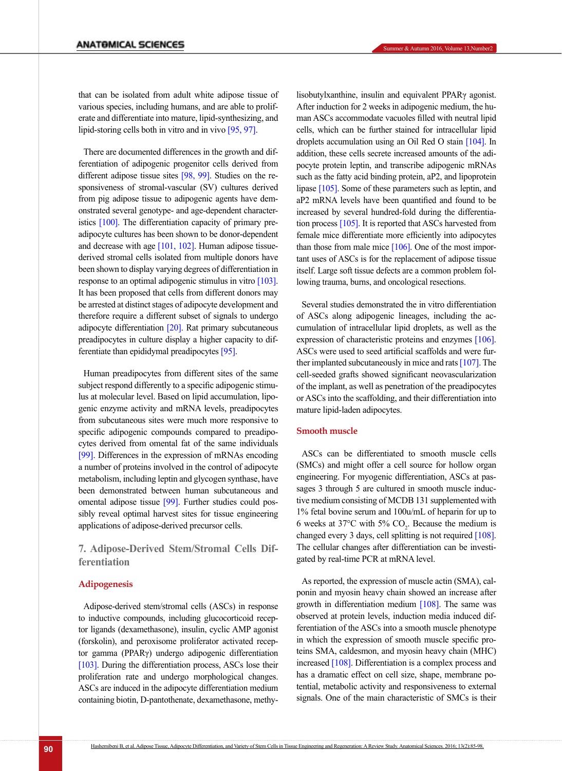that can be isolated from adult white adipose tissue of various species, including humans, and are able to proliferate and differentiate into mature, lipid-synthesizing, and lipid-storing cells both in vitro and in vivo [95, 97].

There are documented differences in the growth and differentiation of adipogenic progenitor cells derived from different adipose tissue sites [98, 99]. Studies on the responsiveness of stromal-vascular (SV) cultures derived from pig adipose tissue to adipogenic agents have demonstrated several genotype- and age-dependent characteristics [100]. The differentiation capacity of primary preadipocyte cultures has been shown to be donor-dependent and decrease with age [101, 102]. Human adipose tissue-derived stromal cells isolated from multiple donors have been shown to display varying degrees of differentiation in response to an optimal adipogenic stimulus in vitro [103]. It has been proposed that cells from different donors may be arrested at distinct stages of adipocyte development and therefore require a different subset of signals to undergo adipocyte differentiation [20]. Rat primary subcutaneous preadipocytes in culture display a higher capacity to differentiate than epididymal preadipocytes [95].

Human preadipocytes from different sites of the same subject respond differently to a specific adipogenic stimulus at molecular level. Based on lipid accumulation, lipogenic enzyme activity and mRNA levels, preadipocytes from subcutaneous sites were much more responsive to specific adipogenic compounds compared to preadipocytes derived from omental fat of the same individuals [99]. Differences in the expression of mRNAs encoding a number of proteins involved in the control of adipocyte metabolism, including leptin and glycogen synthase, have been demonstrated between human subcutaneous and omental adipose tissue [99]. Further studies could possibly reveal optimal harvest sites for tissue engineering applications of adipose-derived precursor cells.

## 7. Adipose-Derived Stem/Stromal Cells Differentiation

### Adipogenesis

Adipose-derived stem/stromal cells (ASCs) in response to inductive compounds, including glucocorticoid receptor ligands (dexamethasone), insulin, cyclic AMP agonist (forskolin), and peroxisome proliferator activated receptor gamma (PPARγ) undergo adipogenic differentiation [103]. During the differentiation process, ASCs lose their proliferation rate and undergo morphological changes. ASCs are induced in the adipocyte differentiation medium containing biotin, D-pantothenate, dexamethasone, methylisobutylxanthine, insulin and equivalent PPARγ agonist. After induction for 2 weeks in adipogenic medium, the human ASCs accommodate vacuoles filled with neutral lipid cells, which can be further stained for intracellular lipid droplets accumulation using an Oil Red O stain [104]. In addition, these cells secrete increased amounts of the adipocyte protein leptin, and transcribe adipogenic mRNAs such as the fatty acid binding protein, aP2, and lipoprotein lipase [105]. Some of these parameters such as leptin, and aP2 mRNA levels have been quantified and found to be increased by several hundred-fold during the differentiation process [105]. It is reported that ASCs harvested from female mice differentiate more efficiently into adipocytes than those from male mice [106]. One of the most important uses of ASCs is for the replacement of adipose tissue itself. Large soft tissue defects are a common problem following trauma, burns, and oncological resections.

Several studies demonstrated the in vitro differentiation of ASCs along adipogenic lineages, including the accumulation of intracellular lipid droplets, as well as the expression of characteristic proteins and enzymes [106]. ASCs were used to seed artificial scaffolds and were further implanted subcutaneously in mice and rats [107]. The cell-seeded grafts showed significant neovascularization of the implant, as well as penetration of the preadipocytes or ASCs into the scaffolding, and their differentiation into mature lipid-laden adipocytes.

### Smooth muscle

ASCs can be differentiated to smooth muscle cells (SMCs) and might offer a cell source for hollow organ engineering. For myogenic differentiation, ASCs at passages 3 through 5 are cultured in smooth muscle inductive medium consisting of MCDB 131 supplemented with 1% fetal bovine serum and 100u/mL of heparin for up to 6 weeks at 37°C with 5% $CO_2$. Because the medium is changed every 3 days, cell splitting is not required [108]. The cellular changes after differentiation can be investigated by real-time PCR at mRNA level.

As reported, the expression of muscle actin (SMA), calponin and myosin heavy chain showed an increase after growth in differentiation medium [108]. The same was observed at protein levels, induction media induced differentiation of the ASCs into a smooth muscle phenotype in which the expression of smooth muscle specific proteins SMA, caldesmon, and myosin heavy chain (MHC) increased [108]. Differentiation is a complex process and has a dramatic effect on cell size, shape, membrane potential, metabolic activity and responsiveness to external signals. One of the main characteristic of SMCs is their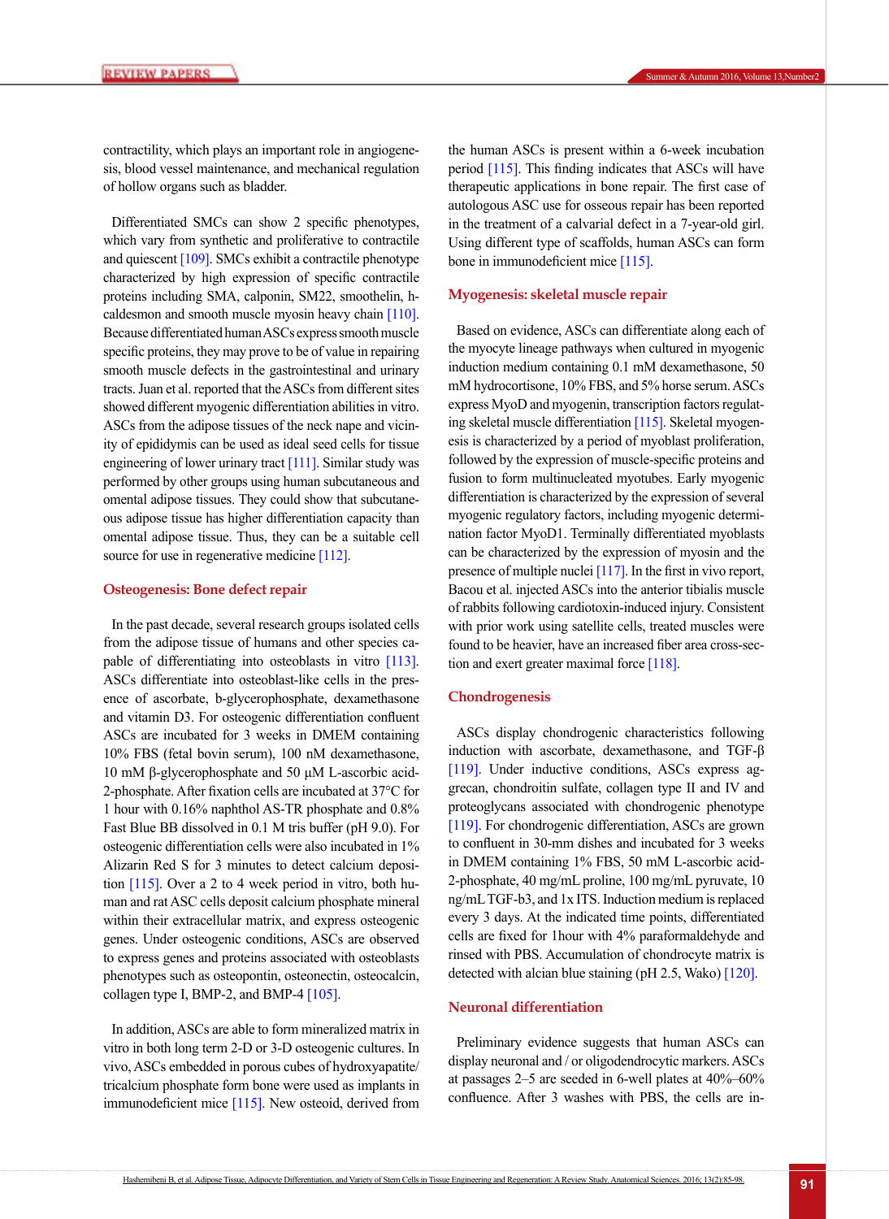contractility, which plays an important role in angiogenesis, blood vessel maintenance, and mechanical regulation of hollow organs such as bladder.

Differentiated SMCs can show 2 specific phenotypes, which vary from synthetic and proliferative to contractile and quiescent [109]. SMCs exhibit a contractile phenotype characterized by high expression of specific contractile proteins including SMA, calponin, SM22, smoothelin, h-caldesmon and smooth muscle myosin heavy chain [110]. Because differentiated human ASCs express smooth muscle specific proteins, they may prove to be of value in repairing smooth muscle defects in the gastrointestinal and urinary tracts. Juan et al. reported that the ASCs from different sites showed different myogenic differentiation abilities in vitro. ASCs from the adipose tissues of the neck nape and vicinity of epididymis can be used as ideal seed cells for tissue engineering of lower urinary tract [111]. Similar study was performed by other groups using human subcutaneous and omental adipose tissues. They could show that subcutaneous adipose tissue has higher differentiation capacity than omental adipose tissue. Thus, they can be a suitable cell source for use in regenerative medicine [112].

## Osteogenesis: Bone defect repair

In the past decade, several research groups isolated cells from the adipose tissue of humans and other species capable of differentiating into osteoblasts in vitro [113]. ASCs differentiate into osteoblast-like cells in the presence of ascorbate, b-glycerophosphate, dexamethasone and vitamin D3. For osteogenic differentiation confluent ASCs are incubated for 3 weeks in DMEM containing 10% FBS (fetal bovin serum), 100 nM dexamethasone, 10 mM β-glycerophosphate and 50 µM L-ascorbic acid-2-phosphate. After fixation cells are incubated at 37°C for 1 hour with 0.16% naphthol AS-TR phosphate and 0.8% Fast Blue BB dissolved in 0.1 M tris buffer (pH 9.0). For osteogenic differentiation cells were also incubated in 1% Alizarin Red S for 3 minutes to detect calcium deposition [115]. Over a 2 to 4 week period in vitro, both human and rat ASC cells deposit calcium phosphate mineral within their extracellular matrix, and express osteogenic genes. Under osteogenic conditions, ASCs are observed to express genes and proteins associated with osteoblasts phenotypes such as osteopontin, osteonectin, osteocalcin, collagen type I, BMP-2, and BMP-4 [105].

In addition, ASCs are able to form mineralized matrix in vitro in both long term 2-D or 3-D osteogenic cultures. In vivo, ASCs embedded in porous cubes of hydroxyapatite/tricalcium phosphate form bone were used as implants in immunodeficient mice [115]. New osteoid, derived from the human ASCs is present within a 6-week incubation period [115]. This finding indicates that ASCs will have therapeutic applications in bone repair. The first case of autologous ASC use for osseous repair has been reported in the treatment of a calvarial defect in a 7-year-old girl. Using different type of scaffolds, human ASCs can form bone in immunodeficient mice [115].

## Myogenesis: skeletal muscle repair

Based on evidence, ASCs can differentiate along each of the myocyte lineage pathways when cultured in myogenic induction medium containing 0.1 mM dexamethasone, 50 mM hydrocortisone, 10% FBS, and 5% horse serum. ASCs express MyoD and myogenin, transcription factors regulating skeletal muscle differentiation [115]. Skeletal myogenesis is characterized by a period of myoblast proliferation, followed by the expression of muscle-specific proteins and fusion to form multinucleated myotubes. Early myogenic differentiation is characterized by the expression of several myogenic regulatory factors, including myogenic determination factor MyoD1. Terminally differentiated myoblasts can be characterized by the expression of myosin and the presence of multiple nuclei [117]. In the first in vivo report, Bacou et al. injected ASCs into the anterior tibialis muscle of rabbits following cardiotoxin-induced injury. Consistent with prior work using satellite cells, treated muscles were found to be heavier, have an increased fiber area cross-section and exert greater maximal force [118].

## Chondrogenesis

ASCs display chondrogenic characteristics following induction with ascorbate, dexamethasone, and TGF-β [119]. Under inductive conditions, ASCs express aggrecan, chondroitin sulfate, collagen type II and IV and proteoglycans associated with chondrogenic phenotype [119]. For chondrogenic differentiation, ASCs are grown to confluent in 30-mm dishes and incubated for 3 weeks in DMEM containing 1% FBS, 50 mM L-ascorbic acid-2-phosphate, 40 mg/mL proline, 100 mg/mL pyruvate, 10 ng/mL TGF-b3, and 1x ITS. Induction medium is replaced every 3 days. At the indicated time points, differentiated cells are fixed for 1hour with 4% paraformaldehyde and rinsed with PBS. Accumulation of chondrocyte matrix is detected with alcian blue staining (pH 2.5, Wako) [120].

## Neuronal differentiation

Preliminary evidence suggests that human ASCs can display neuronal and / or oligodendrocytic markers. ASCs at passages 2–5 are seeded in 6-well plates at 40%–60% confluence. After 3 washes with PBS, the cells are in-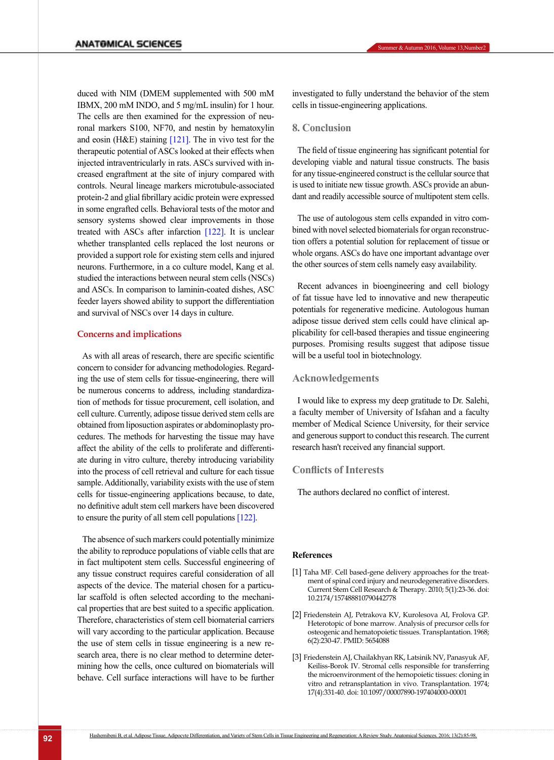duced with NIM (DMEM supplemented with 500 mM IBMX, 200 mM INDO, and 5 mg/mL insulin) for 1 hour. The cells are then examined for the expression of neuronal markers S100, NF70, and nestin by hematoxylin and eosin (H&E) staining [121]. The in vivo test for the therapeutic potential of ASCs looked at their effects when injected intraventricularly in rats. ASCs survived with increased engraftment at the site of injury compared with controls. Neural lineage markers microtubule-associated protein-2 and glial fibrillary acidic protein were expressed in some engrafted cells. Behavioral tests of the motor and sensory systems showed clear improvements in those treated with ASCs after infarction [122]. It is unclear whether transplanted cells replaced the lost neurons or provided a support role for existing stem cells and injured neurons. Furthermore, in a co culture model, Kang et al. studied the interactions between neural stem cells (NSCs) and ASCs. In comparison to laminin-coated dishes, ASC feeder layers showed ability to support the differentiation and survival of NSCs over 14 days in culture.

### Concerns and implications

As with all areas of research, there are specific scientific concern to consider for advancing methodologies. Regarding the use of stem cells for tissue-engineering, there will be numerous concerns to address, including standardization of methods for tissue procurement, cell isolation, and cell culture. Currently, adipose tissue derived stem cells are obtained from liposuction aspirates or abdominoplasty procedures. The methods for harvesting the tissue may have affect the ability of the cells to proliferate and differentiate during in vitro culture, thereby introducing variability into the process of cell retrieval and culture for each tissue sample. Additionally, variability exists with the use of stem cells for tissue-engineering applications because, to date, no definitive adult stem cell markers have been discovered to ensure the purity of all stem cell populations [122].

The absence of such markers could potentially minimize the ability to reproduce populations of viable cells that are in fact multipotent stem cells. Successful engineering of any tissue construct requires careful consideration of all aspects of the device. The material chosen for a particular scaffold is often selected according to the mechanical properties that are best suited to a specific application. Therefore, characteristics of stem cell biomaterial carriers will vary according to the particular application. Because the use of stem cells in tissue engineering is a new research area, there is no clear method to determine determining how the cells, once cultured on biomaterials will behave. Cell surface interactions will have to be further investigated to fully understand the behavior of the stem cells in tissue-engineering applications.

## 8. Conclusion

The field of tissue engineering has significant potential for developing viable and natural tissue constructs. The basis for any tissue-engineered construct is the cellular source that is used to initiate new tissue growth. ASCs provide an abundant and readily accessible source of multipotent stem cells.

The use of autologous stem cells expanded in vitro combined with novel selected biomaterials for organ reconstruction offers a potential solution for replacement of tissue or whole organs. ASCs do have one important advantage over the other sources of stem cells namely easy availability.

Recent advances in bioengineering and cell biology of fat tissue have led to innovative and new therapeutic potentials for regenerative medicine. Autologous human adipose tissue derived stem cells could have clinical applicability for cell-based therapies and tissue engineering purposes. Promising results suggest that adipose tissue will be a useful tool in biotechnology.

## Acknowledgements

I would like to express my deep gratitude to Dr. Salehi, a faculty member of University of Isfahan and a faculty member of Medical Science University, for their service and generous support to conduct this research. The current research hasn't received any financial support.

## Conflicts of Interests

The authors declared no conflict of interest.

## References

[1] Taha MF. Cell based-gene delivery approaches for the treatment of spinal cord injury and neurodegenerative disorders. Current Stem Cell Research & Therapy. 2010; 5(1):23-36. doi: 10.2174/157488810790442778

[2] Friedenstein AJ, Petrakova KV, Kurolesova AI, Frolova GP. Heterotopic of bone marrow. Analysis of precursor cells for osteogenic and hematopoietic tissues. Transplantation. 1968; 6(2):230-47. PMID: 5654088

[3] Friedenstein AJ, Chailakhyan RK, Latsinik NV, Panasyuk AF, Keiliss-Borok IV. Stromal cells responsible for transferring the microenvironment of the hemopoietic tissues: cloning in vitro and retransplantation in vivo. Transplantation. 1974; 17(4):331-40. doi: 10.1097/00007890-197404000-00001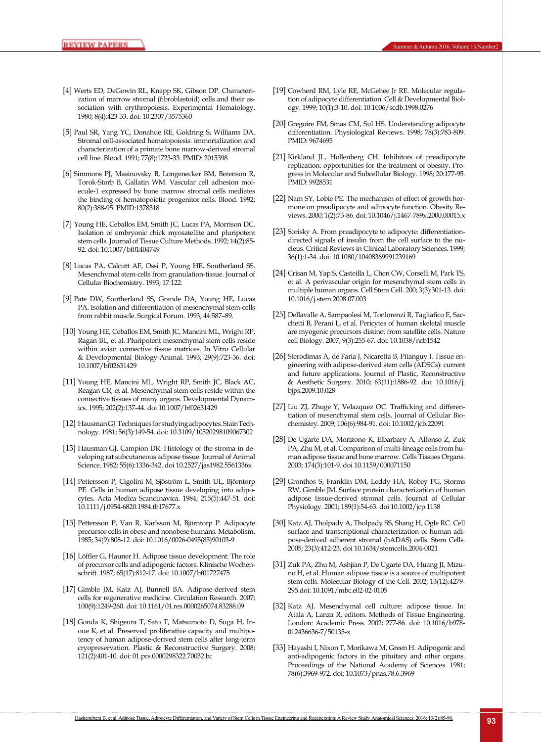[4] Werts ED, DeGowin RL, Knapp SK, Gibson DP. Characterization of marrow stromal (fibroblastoid) cells and their association with erythropoiesis. Experimental Hematology. 1980; 8(4):423-33. doi: 10.2307/3575360

[5] Paul SR, Yang YC, Donahue RE, Goldring S, Williams DA. Stromal cell-associated hematopoiesis: immortalization and characterization of a primate bone marrow-derived stromal cell line. Blood. 1991; 77(8):1723-33. PMID: 2015398

[6] Simmons PJ, Masinovsky B, Longenecker BM, Berenson R, Torok-Storb B, Gallatin WM. Vascular cell adhesion molecule-1 expressed by bone marrow stromal cells mediates the binding of hematopoietic progenitor cells. Blood. 1992; 80(2):388-95. PMID:1378318

[7] Young HE, Ceballos EM, Smith JC, Lucas PA, Morrison DC. Isolation of embryonic chick myosatellite and pluripotent stem cells. Journal of Tissue Culture Methods. 1992; 14(2):85-92. doi: 10.1007/bf01404749

[8] Lucas PA, Calcutt AF, Ossi P, Young HE, Southerland SS. Mesenchymal stem-cells from granulation-tissue. Journal of Cellular Biochemistry. 1993; 17:122.

[9] Pate DW, Southerland SS, Grande DA, Young HE, Lucas PA. Isolation and differentiation of mesenchymal stem-cells from rabbit muscle. Surgical Forum. 1993; 44:587–89.

[10] Young HE, Ceballos EM, Smith JC, Mancini ML, Wright RP, Ragan BL, et al. Pluripotent mesenchymal stem cells reside within avian connective tissue matrices. In Vitro Cellular & Developmental Biology-Animal. 1993; 29(9):723-36. doi: 10.1007/bf02631429

[11] Young HE, Mancini ML, Wright RP, Smith JC, Black AC, Reagan CR, et al. Mesenchymal stem cells reside within the connective tissues of many organs. Developmental Dynamics. 1995; 202(2):137-44. doi 10.1007/bf02631429

[12] Hausman GJ. Techniques for studying adipocytes. Stain Technology. 1981; 56(3):149-54. doi: 10.3109/10520298109067302

[13] Hausman GJ, Campion DR. Histology of the stroma in developing rat subcutaneous adipose tissue. Journal of Animal Science. 1982; 55(6):1336-342. doi 10.2527/jas1982.5561336x

[14] Pettersson P, Cigolini M, Sjöström L, Smith UL, Björntorp PE. Cells in human adipose tissue developing into adipocytes. Acta Medica Scandinavica. 1984; 215(5):447-51. doi: 10.1111/j.0954-6820.1984.tb17677.x

[15] Pettersson P, Van R, Karlsson M, Björntorp P. Adipocyte precursor cells in obese and nonobese humans. Metabolism. 1985; 34(9):808-12. doi: 10.1016/0026-0495(85)90103-9

[16] Löffler G, Hauner H. Adipose tissue development: The role of precursor cells and adipogenic factors. Klinische Wochenschrift. 1987; 65(17):812-17. doi: 10.1007/bf01727475

[17] Gimble JM, Katz AJ, Bunnell BA. Adipose-derived stem cells for regenerative medicine. Circulation Research. 2007; 100(9):1249-260. doi: 10.1161/01.res.0000265074.83288.09

[18] Gonda K, Shigeura T, Sato T, Matsumoto D, Suga H, Inoue K, et al. Preserved proliferative capacity and multipotency of human adipose-derived stem cells after long-term cryopreservation. Plastic & Reconstructive Surgery. 2008; 121(2):401-10. doi: 01.prs.0000298322.70032.bc

[19] Cowherd RM, Lyle RE, McGehee Jr RE. Molecular regulation of adipocyte differentiation. Cell & Developmental Biology. 1999; 10(1):3-10. doi: 10.1006/scdb.1998.0276

[20] Gregoire FM, Smas CM, Sul HS. Understanding adipocyte differentiation. Physiological Reviews. 1998; 78(3):783-809. PMID: 9674695

[21] Kirkland JL, Hollenberg CH. Inhibitors of preadipocyte replication: opportunities for the treatment of obesity. Progress in Molecular and Subcellular Biology. 1998; 20:177-95. PMID: 9928531

[22] Nam SY, Lobie PE. The mechanism of effect of growth hormone on preadipocyte and adipocyte function. Obesity Reviews. 2000; 1(2):73-86. doi: 10.1046/j.1467-789x.2000.00015.x

[23] Sorisky A. From preadipocyte to adipocyte: differentiation-directed signals of insulin from the cell surface to the nucleus. Critical Reviews in Clinical Laboratory Sciences. 1999; 36(1):1-34. doi: 10.1080/10408369991239169

[24] Crisan M, Yap S, Casteilla L, Chen CW, Corselli M, Park TS, et al. A perivascular origin for mesenchymal stem cells in multiple human organs. Cell Stem Cell. 200; 3(3):301-13. doi: 10.1016/j.stem.2008.07.003

[25] Dellavalle A, Sampaolesi M, Tonlorenzi R, Tagliafico E, Sacchetti B, Perani L, et al. Pericytes of human skeletal muscle are myogenic precursors distinct from satellite cells. Nature cell Biology. 2007; 9(3):255-67. doi: 10.1038/ncb1542

[26] Sterodimas A, de Faria J, Nicaretta B, Pitanguy I. Tissue engineering with adipose-derived stem cells (ADSCs): current and future applications. Journal of Plastic, Reconstructive & Aesthetic Surgery. 2010; 63(11):1886-92. doi: 10.1016/j.bjps.2009.10.028

[27] Liu ZJ, Zhuge Y, Velazquez OC. Trafficking and differentiation of mesenchymal stem cells. Journal of Cellular Biochemistry. 2009; 106(6):984-91. doi: 10.1002/jcb.22091

[28] De Ugarte DA, Morizono K, Elbarbary A, Alfonso Z, Zuk PA, Zhu M, et al. Comparison of multi-lineage cells from human adipose tissue and bone marrow. Cells Tissues Organs. 2003; 174(3):101-9. doi 10.1159/000071150

[29] Gronthos S, Franklin DM, Leddy HA, Robey PG, Storms RW, Gimble JM. Surface protein characterization of human adipose tissue-derived stromal cells. Journal of Cellular Physiology. 2001; 189(1):54-63. doi 10.1002/jcp.1138

[30] Katz AJ, Tholpady A, Tholpady SS, Shang H, Ogle RC. Cell surface and transcriptional characterization of human adipose-derived adherent stromal (hADAS) cells. Stem Cells. 2005; 23(3):412-23. doi 10.1634/stemcells.2004-0021

[31] Zuk PA, Zhu M, Ashjian P, De Ugarte DA, Huang JI, Mizuno H, et al. Human adipose tissue is a source of multipotent stem cells. Molecular Biology of the Cell. 2002; 13(12):4279-295.doi: 10.1091/mbc.e02-02-0105

[32] Katz AJ. Mesenchymal cell culture: adipose tissue. In: Atala A, Lanza R, editors. Methods of Tissue Engineering. London: Academic Press. 2002; 277-86. doi: 10.1016/b978-012436636-7/50135-x

[33] Hayashi I, Nixon T, Morikawa M, Green H. Adipogenic and anti-adipogenic factors in the pituitary and other organs. Proceedings of the National Academy of Sciences. 1981; 78(6):3969-972. doi: 10.1073/pnas.78.6.3969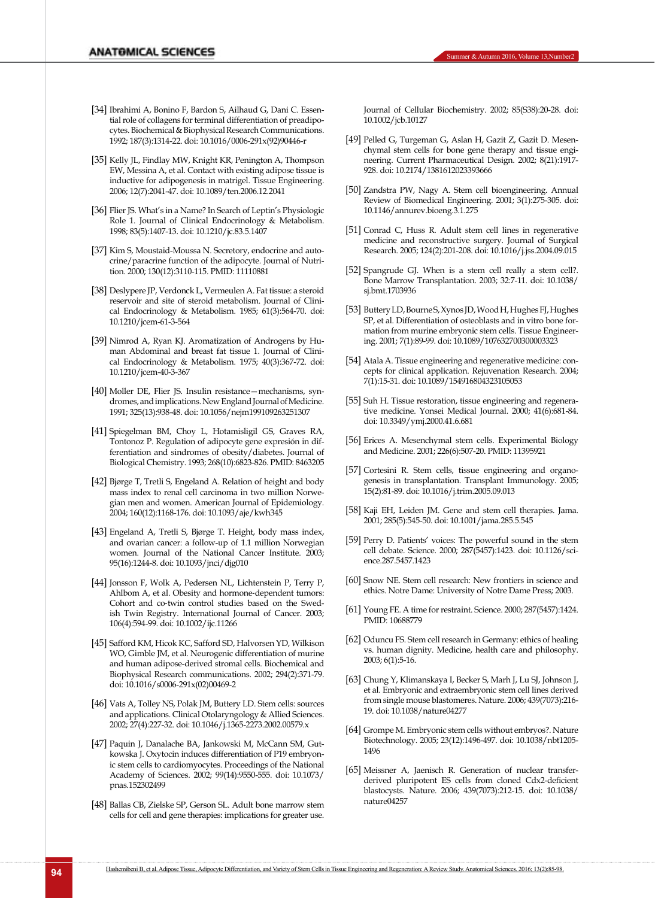[34] Ibrahimi A, Bonino F, Bardon S, Ailhaud G, Dani C. Essential role of collagens for terminal differentiation of preadipocytes. Biochemical & Biophysical Research Communications. 1992; 187(3):1314-22. doi: 10.1016/0006-291x(92)90446-r

[35] Kelly JL, Findlay MW, Knight KR, Penington A, Thompson EW, Messina A, et al. Contact with existing adipose tissue is inductive for adipogenesis in matrigel. Tissue Engineering. 2006; 12(7):2041-47. doi: 10.1089/ten.2006.12.2041

[36] Flier JS. What's in a Name? In Search of Leptin's Physiologic Role 1. Journal of Clinical Endocrinology & Metabolism. 1998; 83(5):1407-13. doi: 10.1210/jc.83.5.1407

[37] Kim S, Moustaid-Moussa N. Secretory, endocrine and autocrine/paracrine function of the adipocyte. Journal of Nutrition. 2000; 130(12):3110-115. PMID: 11110881

[38] Deslypere JP, Verdonck L, Vermeulen A. Fat tissue: a steroid reservoir and site of steroid metabolism. Journal of Clinical Endocrinology & Metabolism. 1985; 61(3):564-70. doi: 10.1210/jcem-61-3-564

[39] Nimrod A, Ryan KJ. Aromatization of Androgens by Human Abdominal and breast fat tissue 1. Journal of Clinical Endocrinology & Metabolism. 1975; 40(3):367-72. doi: 10.1210/jcem-40-3-367

[40] Moller DE, Flier JS. Insulin resistance—mechanisms, syndromes, and implications. New England Journal of Medicine. 1991; 325(13):938-48. doi: 10.1056/nejm199109263251307

[41] Spiegelman BM, Choy L, Hotamisligil GS, Graves RA, Tontonoz P. Regulation of adipocyte gene expresión in differentiation and sindromes of obesity/diabetes. Journal of Biological Chemistry. 1993; 268(10):6823-826. PMID: 8463205

[42] Bjørge T, Tretli S, Engeland A. Relation of height and body mass index to renal cell carcinoma in two million Norwegian men and women. American Journal of Epidemiology. 2004; 160(12):1168-176. doi: 10.1093/aje/kwh345

[43] Engeland A, Tretli S, Bjørge T. Height, body mass index, and ovarian cancer: a follow-up of 1.1 million Norwegian women. Journal of the National Cancer Institute. 2003; 95(16):1244-8. doi: 10.1093/jnci/djg010

[44] Jonsson F, Wolk A, Pedersen NL, Lichtenstein P, Terry P, Ahlbom A, et al. Obesity and hormone-dependent tumors: Cohort and co-twin control studies based on the Swedish Twin Registry. International Journal of Cancer. 2003; 106(4):594-99. doi: 10.1002/ijc.11266

[45] Safford KM, Hicok KC, Safford SD, Halvorsen YD, Wilkison WO, Gimble JM, et al. Neurogenic differentiation of murine and human adipose-derived stromal cells. Biochemical and Biophysical Research communications. 2002; 294(2):371-79. doi: 10.1016/s0006-291x(02)00469-2

[46] Vats A, Tolley NS, Polak JM, Buttery LD. Stem cells: sources and applications. Clinical Otolaryngology & Allied Sciences. 2002; 27(4):227-32. doi: 10.1046/j.1365-2273.2002.00579.x

[47] Paquin J, Danalache BA, Jankowski M, McCann SM, Gutkowska J. Oxytocin induces differentiation of P19 embryonic stem cells to cardiomyocytes. Proceedings of the National Academy of Sciences. 2002; 99(14):9550-555. doi: 10.1073/pnas.152302499

[48] Ballas CB, Zielske SP, Gerson SL. Adult bone marrow stem cells for cell and gene therapies: implications for greater use. Journal of Cellular Biochemistry. 2002; 85(S38):20-28. doi: 10.1002/jcb.10127

[49] Pelled G, Turgeman G, Aslan H, Gazit Z, Gazit D. Mesenchymal stem cells for bone gene therapy and tissue engineering. Current Pharmaceutical Design. 2002; 8(21):1917-928. doi: 10.2174/1381612023393666

[50] Zandstra PW, Nagy A. Stem cell bioengineering. Annual Review of Biomedical Engineering. 2001; 3(1):275-305. doi: 10.1146/annurev.bioeng.3.1.275

[51] Conrad C, Huss R. Adult stem cell lines in regenerative medicine and reconstructive surgery. Journal of Surgical Research. 2005; 124(2):201-208. doi: 10.1016/j.jss.2004.09.015

[52] Spangrude GJ. When is a stem cell really a stem cell?. Bone Marrow Transplantation. 2003; 32:7-11. doi: 10.1038/sj.bmt.1703936

[53] Buttery LD, Bourne S, Xynos JD, Wood H, Hughes FJ, Hughes SP, et al. Differentiation of osteoblasts and in vitro bone formation from murine embryonic stem cells. Tissue Engineering. 2001; 7(1):89-99. doi: 10.1089/107632700300003323

[54] Atala A. Tissue engineering and regenerative medicine: concepts for clinical application. Rejuvenation Research. 2004; 7(1):15-31. doi: 10.1089/154916804323105053

[55] Suh H. Tissue restoration, tissue engineering and regenerative medicine. Yonsei Medical Journal. 2000; 41(6):681-84. doi: 10.3349/ymj.2000.41.6.681

[56] Erices A. Mesenchymal stem cells. Experimental Biology and Medicine. 2001; 226(6):507-20. PMID: 11395921

[57] Cortesini R. Stem cells, tissue engineering and organogenesis in transplantation. Transplant Immunology. 2005; 15(2):81-89. doi: 10.1016/j.trim.2005.09.013

[58] Kaji EH, Leiden JM. Gene and stem cell therapies. Jama. 2001; 285(5):545-50. doi: 10.1001/jama.285.5.545

[59] Perry D. Patients' voices: The powerful sound in the stem cell debate. Science. 2000; 287(5457):1423. doi: 10.1126/science.287.5457.1423

[60] Snow NE. Stem cell research: New frontiers in science and ethics. Notre Dame: University of Notre Dame Press; 2003.

[61] Young FE. A time for restraint. Science. 2000; 287(5457):1424. PMID: 10688779

[62] Oduncu FS. Stem cell research in Germany: ethics of healing vs. human dignity. Medicine, health care and philosophy. 2003; 6(1):5-16.

[63] Chung Y, Klimanskaya I, Becker S, Marh J, Lu SJ, Johnson J, et al. Embryonic and extraembryonic stem cell lines derived from single mouse blastomeres. Nature. 2006; 439(7073):216-19. doi: 10.1038/nature04277

[64] Grompe M. Embryonic stem cells without embryos?. Nature Biotechnology. 2005; 23(12):1496-497. doi: 10.1038/nbt1205-1496

[65] Meissner A, Jaenisch R. Generation of nuclear transfer-derived pluripotent ES cells from cloned Cdx2-deficient blastocysts. Nature. 2006; 439(7073):212-15. doi: 10.1038/nature04257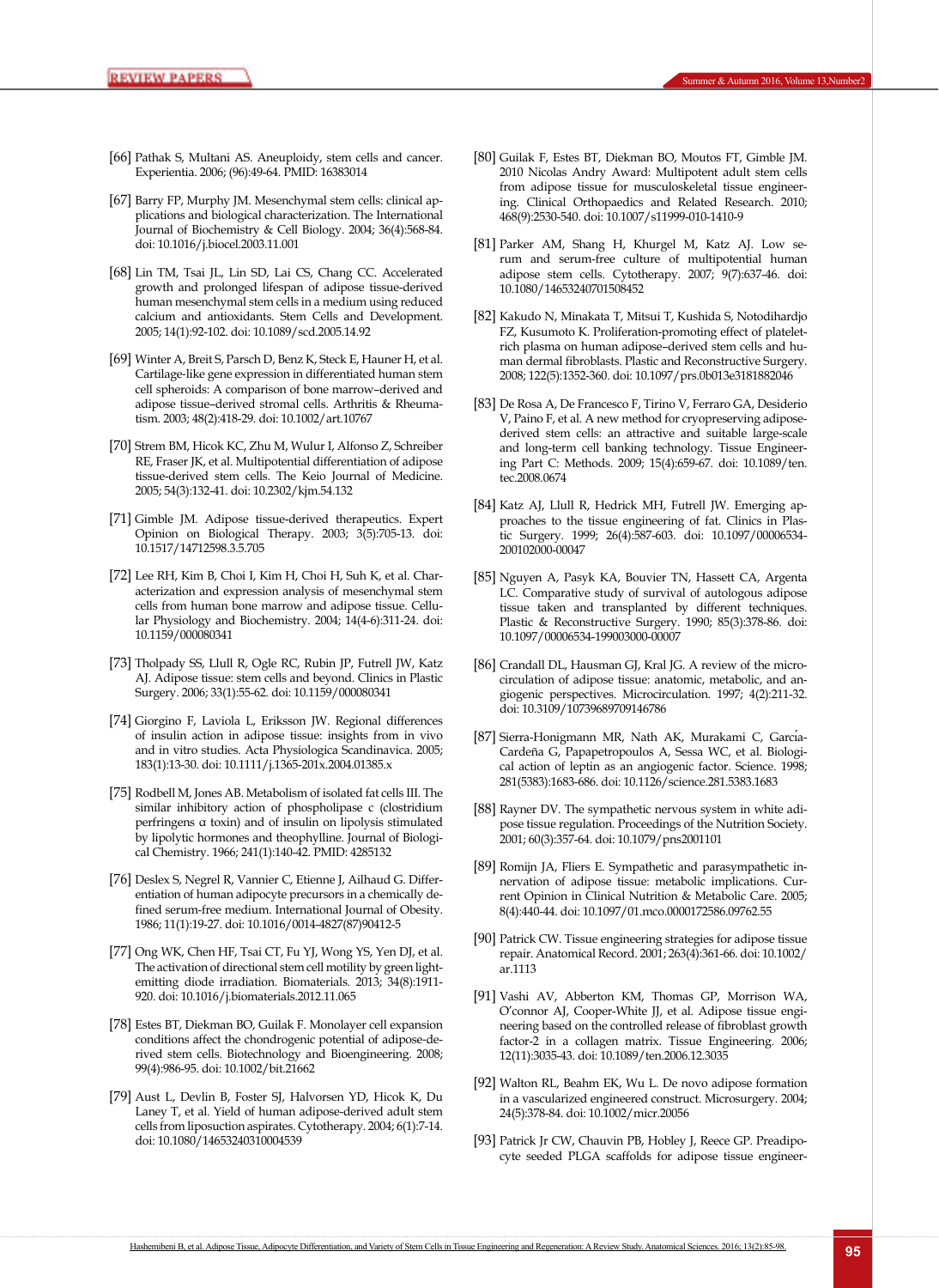[66] Pathak S, Multani AS. Aneuploidy, stem cells and cancer. Experientia. 2006; (96):49-64. PMID: 16383014

[67] Barry FP, Murphy JM. Mesenchymal stem cells: clinical applications and biological characterization. The International Journal of Biochemistry & Cell Biology. 2004; 36(4):568-84. doi: 10.1016/j.biocel.2003.11.001

[68] Lin TM, Tsai JL, Lin SD, Lai CS, Chang CC. Accelerated growth and prolonged lifespan of adipose tissue-derived human mesenchymal stem cells in a medium using reduced calcium and antioxidants. Stem Cells and Development. 2005; 14(1):92-102. doi: 10.1089/scd.2005.14.92

[69] Winter A, Breit S, Parsch D, Benz K, Steck E, Hauner H, et al. Cartilage-like gene expression in differentiated human stem cell spheroids: A comparison of bone marrow–derived and adipose tissue–derived stromal cells. Arthritis & Rheumatism. 2003; 48(2):418-29. doi: 10.1002/art.10767

[70] Strem BM, Hicok KC, Zhu M, Wulur I, Alfonso Z, Schreiber RE, Fraser JK, et al. Multipotential differentiation of adipose tissue-derived stem cells. The Keio Journal of Medicine. 2005; 54(3):132-41. doi: 10.2302/kjm.54.132

[71] Gimble JM. Adipose tissue-derived therapeutics. Expert Opinion on Biological Therapy. 2003; 3(5):705-13. doi: 10.1517/14712598.3.5.705

[72] Lee RH, Kim B, Choi I, Kim H, Choi H, Suh K, et al. Characterization and expression analysis of mesenchymal stem cells from human bone marrow and adipose tissue. Cellular Physiology and Biochemistry. 2004; 14(4-6):311-24. doi: 10.1159/000080341

[73] Tholpady SS, Llull R, Ogle RC, Rubin JP, Futrell JW, Katz AJ. Adipose tissue: stem cells and beyond. Clinics in Plastic Surgery. 2006; 33(1):55-62. doi: 10.1159/000080341

[74] Giorgino F, Laviola L, Eriksson JW. Regional differences of insulin action in adipose tissue: insights from in vivo and in vitro studies. Acta Physiologica Scandinavica. 2005; 183(1):13-30. doi: 10.1111/j.1365-201x.2004.01385.x

[75] Rodbell M, Jones AB. Metabolism of isolated fat cells III. The similar inhibitory action of phospholipase c (clostridium perfringens α toxin) and of insulin on lipolysis stimulated by lipolytic hormones and theophylline. Journal of Biological Chemistry. 1966; 241(1):140-42. PMID: 4285132

[76] Deslex S, Negrel R, Vannier C, Etienne J, Ailhaud G. Differentiation of human adipocyte precursors in a chemically defined serum-free medium. International Journal of Obesity. 1986; 11(1):19-27. doi: 10.1016/0014-4827(87)90412-5

[77] Ong WK, Chen HF, Tsai CT, Fu YJ, Wong YS, Yen DJ, et al. The activation of directional stem cell motility by green light-emitting diode irradiation. Biomaterials. 2013; 34(8):1911-920. doi: 10.1016/j.biomaterials.2012.11.065

[78] Estes BT, Diekman BO, Guilak F. Monolayer cell expansion conditions affect the chondrogenic potential of adipose-derived stem cells. Biotechnology and Bioengineering. 2008; 99(4):986-95. doi: 10.1002/bit.21662

[79] Aust L, Devlin B, Foster SJ, Halvorsen YD, Hicok K, Du Laney T, et al. Yield of human adipose-derived adult stem cells from liposuction aspirates. Cytotherapy. 2004; 6(1):7-14. doi: 10.1080/14653240310004539

[80] Guilak F, Estes BT, Diekman BO, Moutos FT, Gimble JM. 2010 Nicolas Andry Award: Multipotent adult stem cells from adipose tissue for musculoskeletal tissue engineering. Clinical Orthopaedics and Related Research. 2010; 468(9):2530-540. doi: 10.1007/s11999-010-1410-9

[81] Parker AM, Shang H, Khurgel M, Katz AJ. Low serum and serum-free culture of multipotential human adipose stem cells. Cytotherapy. 2007; 9(7):637-46. doi: 10.1080/14653240701508452

[82] Kakudo N, Minakata T, Mitsui T, Kushida S, Notodihardjo FZ, Kusumoto K. Proliferation-promoting effect of platelet-rich plasma on human adipose–derived stem cells and human dermal fibroblasts. Plastic and Reconstructive Surgery. 2008; 122(5):1352-360. doi: 10.1097/prs.0b013e3181882046

[83] De Rosa A, De Francesco F, Tirino V, Ferraro GA, Desiderio V, Paino F, et al. A new method for cryopreserving adipose-derived stem cells: an attractive and suitable large-scale and long-term cell banking technology. Tissue Engineering Part C: Methods. 2009; 15(4):659-67. doi: 10.1089/ten.tec.2008.0674

[84] Katz AJ, Llull R, Hedrick MH, Futrell JW. Emerging approaches to the tissue engineering of fat. Clinics in Plastic Surgery. 1999; 26(4):587-603. doi: 10.1097/00006534-200102000-00047

[85] Nguyen A, Pasyk KA, Bouvier TN, Hassett CA, Argenta LC. Comparative study of survival of autologous adipose tissue taken and transplanted by different techniques. Plastic & Reconstructive Surgery. 1990; 85(3):378-86. doi: 10.1097/00006534-199003000-00007

[86] Crandall DL, Hausman GJ, Kral JG. A review of the microcirculation of adipose tissue: anatomic, metabolic, and angiogenic perspectives. Microcirculation. 1997; 4(2):211-32. doi: 10.3109/10739689709146786

[87] Sierra-Honigmann MR, Nath AK, Murakami C, García-Cardeña G, Papapetropoulos A, Sessa WC, et al. Biological action of leptin as an angiogenic factor. Science. 1998; 281(5383):1683-686. doi: 10.1126/science.281.5383.1683

[88] Rayner DV. The sympathetic nervous system in white adipose tissue regulation. Proceedings of the Nutrition Society. 2001; 60(3):357-64. doi: 10.1079/pns2001101

[89] Romijn JA, Fliers E. Sympathetic and parasympathetic innervation of adipose tissue: metabolic implications. Current Opinion in Clinical Nutrition & Metabolic Care. 2005; 8(4):440-44. doi: 10.1097/01.mco.0000172586.09762.55

[90] Patrick CW. Tissue engineering strategies for adipose tissue repair. Anatomical Record. 2001; 263(4):361-66. doi: 10.1002/ar.1113

[91] Vashi AV, Abberton KM, Thomas GP, Morrison WA, O'connor AJ, Cooper-White JJ, et al. Adipose tissue engineering based on the controlled release of fibroblast growth factor-2 in a collagen matrix. Tissue Engineering. 2006; 12(11):3035-43. doi: 10.1089/ten.2006.12.3035

[92] Walton RL, Beahm EK, Wu L. De novo adipose formation in a vascularized engineered construct. Microsurgery. 2004; 24(5):378-84. doi: 10.1002/micr.20056

[93] Patrick Jr CW, Chauvin PB, Hobley J, Reece GP. Preadipocyte seeded PLGA scaffolds for adipose tissue engineer-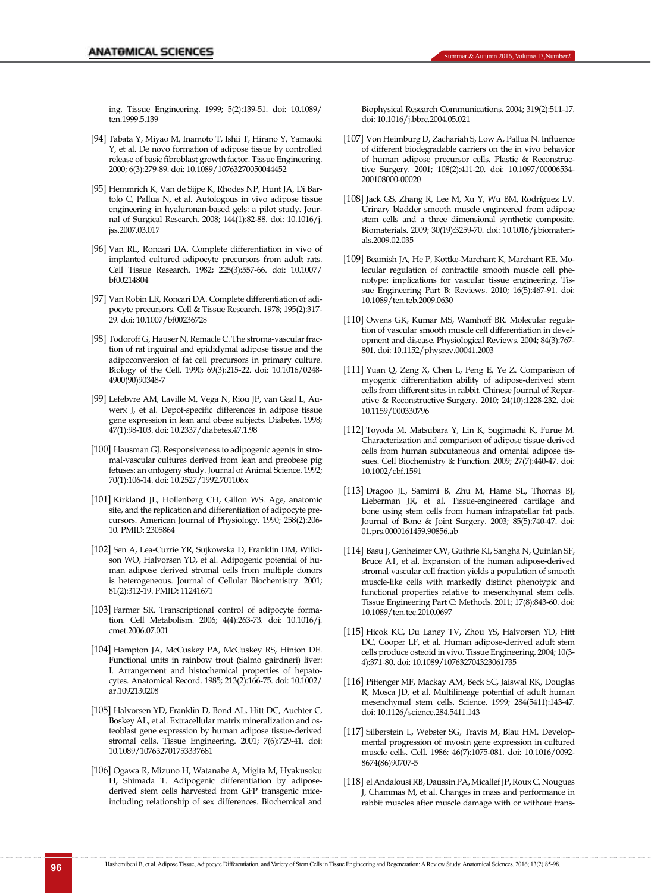ing. Tissue Engineering. 1999; 5(2):139-51. doi: 10.1089/ten.1999.5.139

[94] Tabata Y, Miyao M, Inamoto T, Ishii T, Hirano Y, Yamaoki Y, et al. De novo formation of adipose tissue by controlled release of basic fibroblast growth factor. Tissue Engineering. 2000; 6(3):279-89. doi: 10.1089/10763270050044452

[95] Hemmrich K, Van de Sijpe K, Rhodes NP, Hunt JA, Di Bartolo C, Pallua N, et al. Autologous in vivo adipose tissue engineering in hyaluronan-based gels: a pilot study. Journal of Surgical Research. 2008; 144(1):82-88. doi: 10.1016/j.jss.2007.03.017

[96] Van RL, Roncari DA. Complete differentiation in vivo of implanted cultured adipocyte precursors from adult rats. Cell Tissue Research. 1982; 225(3):557-66. doi: 10.1007/bf00214804

[97] Van Robin LR, Roncari DA. Complete differentiation of adipocyte precursors. Cell & Tissue Research. 1978; 195(2):317-29. doi: 10.1007/bf00236728

[98] Todoroff G, Hauser N, Remacle C. The stroma-vascular fraction of rat inguinal and epididymal adipose tissue and the adipoconversion of fat cell precursors in primary culture. Biology of the Cell. 1990; 69(3):215-22. doi: 10.1016/0248-4900(90)90348-7

[99] Lefebvre AM, Laville M, Vega N, Riou JP, van Gaal L, Auwerx J, et al. Depot-specific differences in adipose tissue gene expression in lean and obese subjects. Diabetes. 1998; 47(1):98-103. doi: 10.2337/diabetes.47.1.98

[100] Hausman GJ. Responsiveness to adipogenic agents in stromal-vascular cultures derived from lean and preobese pig fetuses: an ontogeny study. Journal of Animal Science. 1992; 70(1):106-14. doi: 10.2527/1992.701106x

[101] Kirkland JL, Hollenberg CH, Gillon WS. Age, anatomic site, and the replication and differentiation of adipocyte precursors. American Journal of Physiology. 1990; 258(2):206-10. PMID: 2305864

[102] Sen A, Lea-Currie YR, Sujkowska D, Franklin DM, Wilkison WO, Halvorsen YD, et al. Adipogenic potential of human adipose derived stromal cells from multiple donors is heterogeneous. Journal of Cellular Biochemistry. 2001; 81(2):312-19. PMID: 11241671

[103] Farmer SR. Transcriptional control of adipocyte formation. Cell Metabolism. 2006; 4(4):263-73. doi: 10.1016/j.cmet.2006.07.001

[104] Hampton JA, McCuskey PA, McCuskey RS, Hinton DE. Functional units in rainbow trout (Salmo gairdneri) liver: I. Arrangement and histochemical properties of hepatocytes. Anatomical Record. 1985; 213(2):166-75. doi: 10.1002/ar.1092130208

[105] Halvorsen YD, Franklin D, Bond AL, Hitt DC, Auchter C, Boskey AL, et al. Extracellular matrix mineralization and osteoblast gene expression by human adipose tissue-derived stromal cells. Tissue Engineering. 2001; 7(6):729-41. doi: 10.1089/107632701753337681

[106] Ogawa R, Mizuno H, Watanabe A, Migita M, Hyakusoku H, Shimada T. Adipogenic differentiation by adipose-derived stem cells harvested from GFP transgenic mice-including relationship of sex differences. Biochemical and Biophysical Research Communications. 2004; 319(2):511-17. doi: 10.1016/j.bbrc.2004.05.021

[107] Von Heimburg D, Zachariah S, Low A, Pallua N. Influence of different biodegradable carriers on the in vivo behavior of human adipose precursor cells. Plastic & Reconstructive Surgery. 2001; 108(2):411-20. doi: 10.1097/00006534-200108000-00020

[108] Jack GS, Zhang R, Lee M, Xu Y, Wu BM, Rodríguez LV. Urinary bladder smooth muscle engineered from adipose stem cells and a three dimensional synthetic composite. Biomaterials. 2009; 30(19):3259-70. doi: 10.1016/j.biomaterials.2009.02.035

[109] Beamish JA, He P, Kottke-Marchant K, Marchant RE. Molecular regulation of contractile smooth muscle cell phenotype: implications for vascular tissue engineering. Tissue Engineering Part B: Reviews. 2010; 16(5):467-91. doi: 10.1089/ten.teb.2009.0630

[110] Owens GK, Kumar MS, Wamhoff BR. Molecular regulation of vascular smooth muscle cell differentiation in development and disease. Physiological Reviews. 2004; 84(3):767-801. doi: 10.1152/physrev.00041.2003

[111] Yuan Q, Zeng X, Chen L, Peng E, Ye Z. Comparison of myogenic differentiation ability of adipose-derived stem cells from different sites in rabbit. Chinese Journal of Reparative & Reconstructive Surgery. 2010; 24(10):1228-232. doi: 10.1159/000330796

[112] Toyoda M, Matsubara Y, Lin K, Sugimachi K, Furue M. Characterization and comparison of adipose tissue-derived cells from human subcutaneous and omental adipose tissues. Cell Biochemistry & Function. 2009; 27(7):440-47. doi: 10.1002/cbf.1591

[113] Dragoo JL, Samimi B, Zhu M, Hame SL, Thomas BJ, Lieberman JR, et al. Tissue-engineered cartilage and bone using stem cells from human infrapatellar fat pads. Journal of Bone & Joint Surgery. 2003; 85(5):740-47. doi: 01.prs.0000161459.90856.ab

[114] Basu J, Genheimer CW, Guthrie KI, Sangha N, Quinlan SF, Bruce AT, et al. Expansion of the human adipose-derived stromal vascular cell fraction yields a population of smooth muscle-like cells with markedly distinct phenotypic and functional properties relative to mesenchymal stem cells. Tissue Engineering Part C: Methods. 2011; 17(8):843-60. doi: 10.1089/ten.tec.2010.0697

[115] Hicok KC, Du Laney TV, Zhou YS, Halvorsen YD, Hitt DC, Cooper LF, et al. Human adipose-derived adult stem cells produce osteoid in vivo. Tissue Engineering. 2004; 10(3-4):371-80. doi: 10.1089/107632704323061735

[116] Pittenger MF, Mackay AM, Beck SC, Jaiswal RK, Douglas R, Mosca JD, et al. Multilineage potential of adult human mesenchymal stem cells. Science. 1999; 284(5411):143-47. doi: 10.1126/science.284.5411.143

[117] Silberstein L, Webster SG, Travis M, Blau HM. Developmental progression of myosin gene expression in cultured muscle cells. Cell. 1986; 46(7):1075-081. doi: 10.1016/0092-8674(86)90707-5

[118] el Andalousi RB, Daussin PA, Micallef JP, Roux C, Nougues J, Chammas M, et al. Changes in mass and performance in rabbit muscles after muscle damage with or without trans-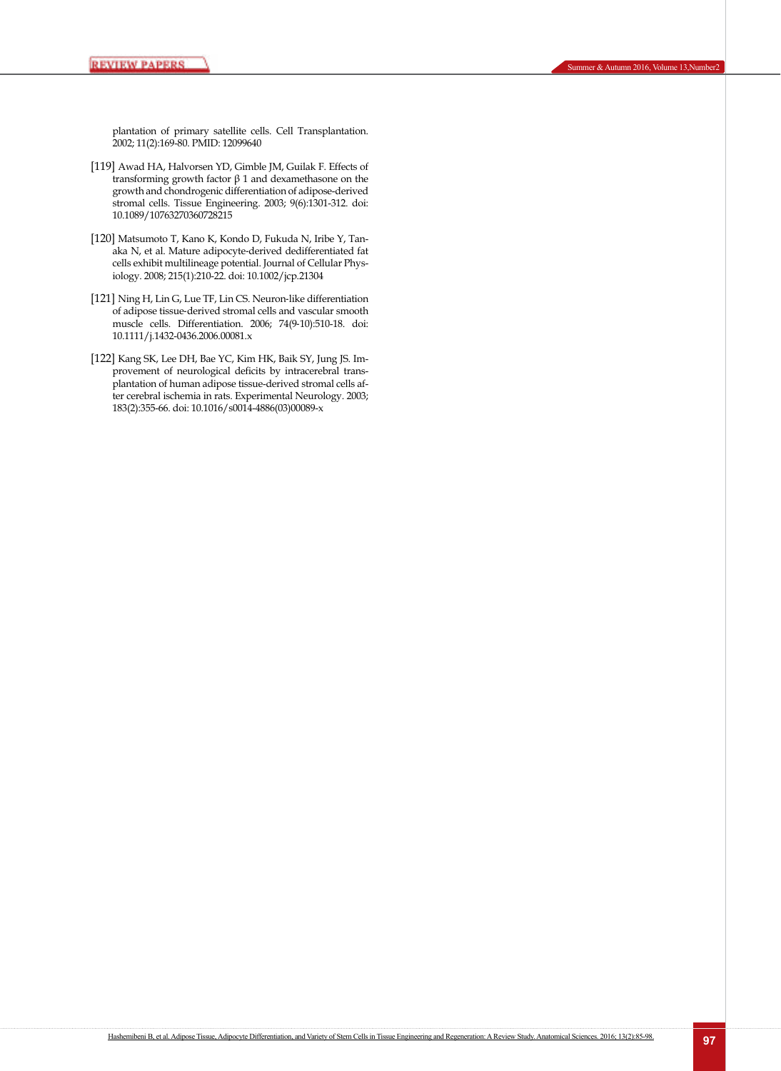plantation of primary satellite cells. Cell Transplantation. 2002; 11(2):169-80. PMID: 12099640

[119] Awad HA, Halvorsen YD, Gimble JM, Guilak F. Effects of transforming growth factor β 1 and dexamethasone on the growth and chondrogenic differentiation of adipose-derived stromal cells. Tissue Engineering. 2003; 9(6):1301-312. doi: 10.1089/10763270360728215

[120] Matsumoto T, Kano K, Kondo D, Fukuda N, Iribe Y, Tanaka N, et al. Mature adipocyte-derived dedifferentiated fat cells exhibit multilineage potential. Journal of Cellular Physiology. 2008; 215(1):210-22. doi: 10.1002/jcp.21304

[121] Ning H, Lin G, Lue TF, Lin CS. Neuron-like differentiation of adipose tissue-derived stromal cells and vascular smooth muscle cells. Differentiation. 2006; 74(9-10):510-18. doi: 10.1111/j.1432-0436.2006.00081.x

[122] Kang SK, Lee DH, Bae YC, Kim HK, Baik SY, Jung JS. Improvement of neurological deficits by intracerebral transplantation of human adipose tissue-derived stromal cells after cerebral ischemia in rats. Experimental Neurology. 2003; 183(2):355-66. doi: 10.1016/s0014-4886(03)00089-x